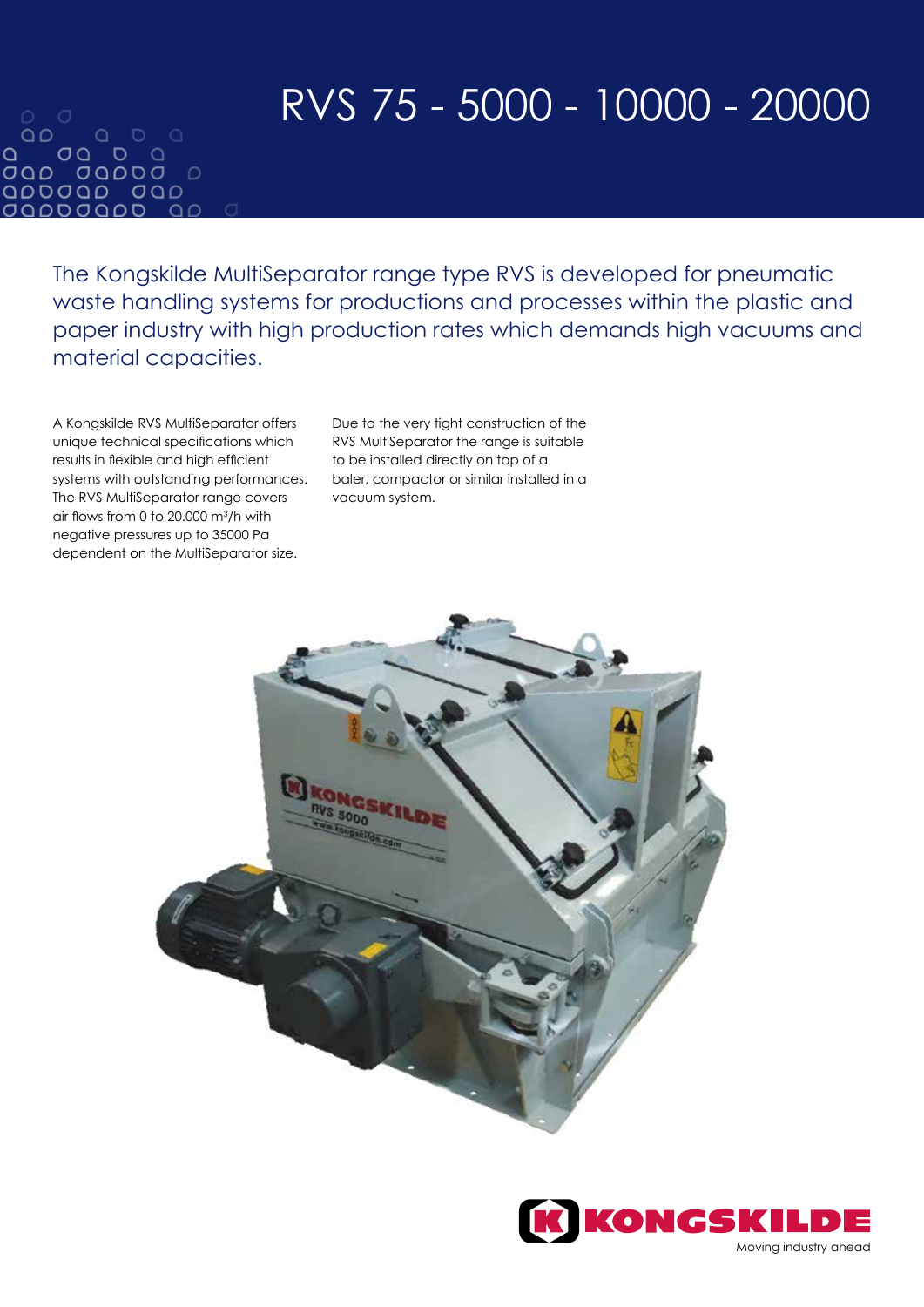# RVS 75 - 5000 - 10000 - 20000

The Kongskilde MultiSeparator range type RVS is developed for pneumatic waste handling systems for productions and processes within the plastic and paper industry with high production rates which demands high vacuums and material capacities.

A Kongskilde RVS MultiSeparator offers unique technical specifications which results in flexible and high efficient systems with outstanding performances. The RVS MultiSeparator range covers air flows from 0 to 20.000 $m^3$/h with negative pressures up to 35000 Pa dependent on the MultiSeparator size.

Due to the very tight construction of the RVS MultiSeparator the range is suitable to be installed directly on top of a baler, compactor or similar installed in a vacuum system.

KONGSKILDE
Moving industry ahead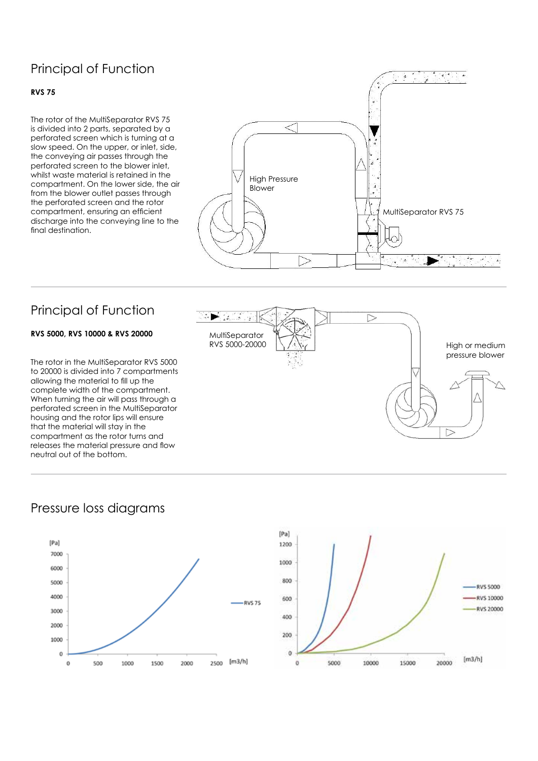## Principal of Function

**RVS 75**

The rotor of the MultiSeparator RVS 75 is divided into 2 parts, separated by a perforated screen which is turning at a slow speed. On the upper, or inlet, side, the conveying air passes through the perforated screen to the blower inlet, whilst waste material is retained in the compartment. On the lower side, the air from the blower outlet passes through the perforated screen and the rotor compartment, ensuring an efficient discharge into the conveying line to the final destination.

High Pressure Blower

MultiSeparator RVS 75

## Principal of Function

**RVS 5000, RVS 10000 & RVS 20000**

The rotor in the MultiSeparator RVS 5000 to 20000 is divided into 7 compartments allowing the material to fill up the complete width of the compartment. When turning the air will pass through a perforated screen in the MultiSeparator housing and the rotor lips will ensure that the material will stay in the compartment as the rotor turns and releases the material pressure and flow neutral out of the bottom.

MultiSeparator RVS 5000-20000

High or medium pressure blower

## Pressure loss diagrams

[Pa] vs [m3/h] — RVS 75

[Pa] vs [m3/h] — RVS 5000, RVS 10000, RVS 20000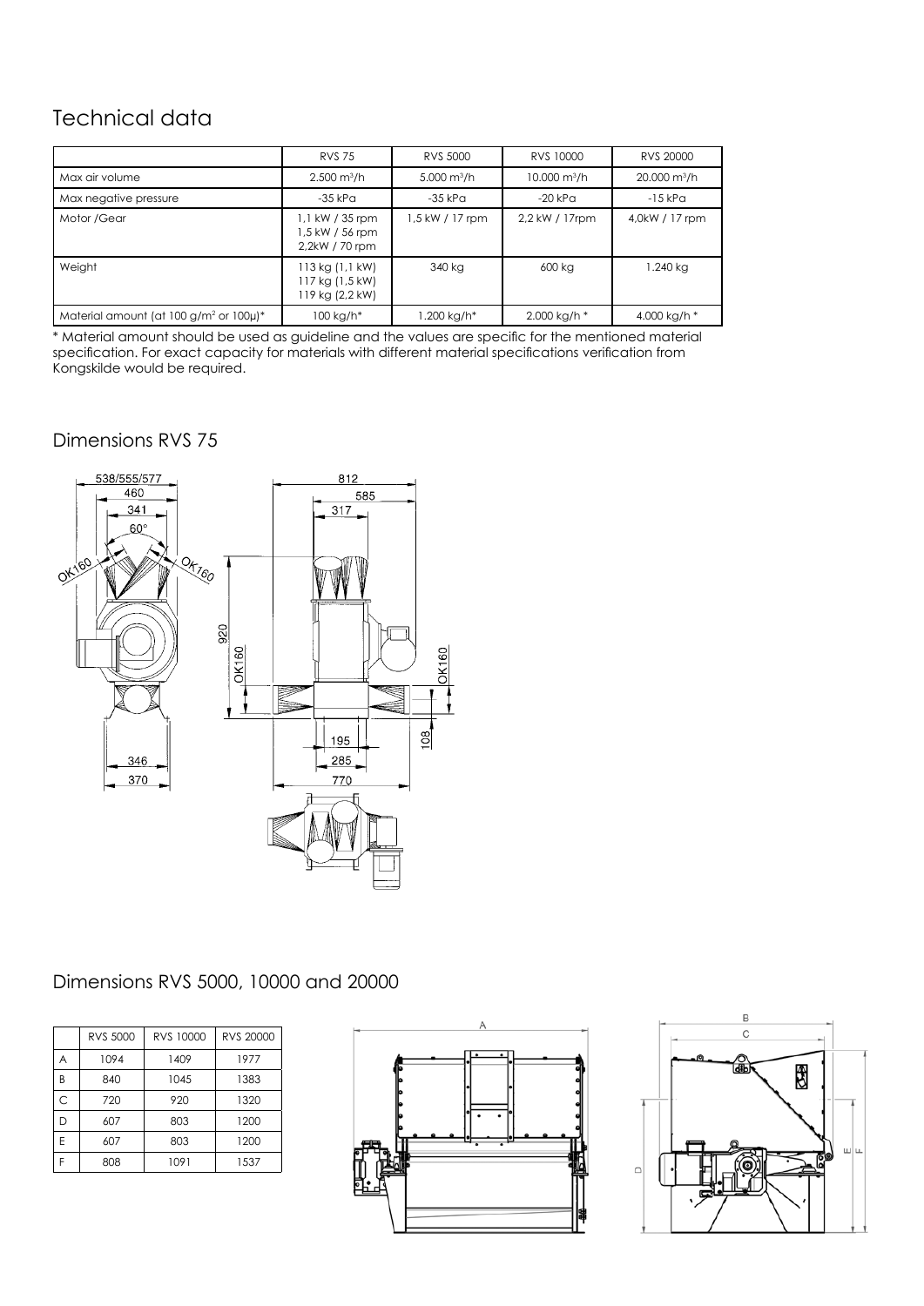# Technical data

| | RVS 75 | RVS 5000 | RVS 10000 | RVS 20000 |
|---|---|---|---|---|
| Max air volume | 2.500 $m^3$/h | 5.000 $m^3$/h | 10.000 $m^3$/h | 20.000 $m^3$/h |
| Max negative pressure | -35 kPa | -35 kPa | -20 kPa | -15 kPa |
| Motor /Gear | 1,1 kW / 35 rpm<br>1,5 kW / 56 rpm<br>2,2kW / 70 rpm | 1,5 kW / 17 rpm | 2,2 kW / 17rpm | 4,0kW / 17 rpm |
| Weight | 113 kg (1,1 kW)<br>117 kg (1,5 kW)<br>119 kg (2,2 kW) | 340 kg | 600 kg | 1.240 kg |
| Material amount (at 100 g/$m^2$ or 100µ)* | 100 kg/h* | 1.200 kg/h* | 2.000 kg/h * | 4.000 kg/h * |

* Material amount should be used as guideline and the values are specific for the mentioned material specification. For exact capacity for materials with different material specifications verification from Kongskilde would be required.

## Dimensions RVS 75

## Dimensions RVS 5000, 10000 and 20000

| | RVS 5000 | RVS 10000 | RVS 20000 |
|---|---|---|---|
| A | 1094 | 1409 | 1977 |
| B | 840 | 1045 | 1383 |
| C | 720 | 920 | 1320 |
| D | 607 | 803 | 1200 |
| E | 607 | 803 | 1200 |
| F | 808 | 1091 | 1537 |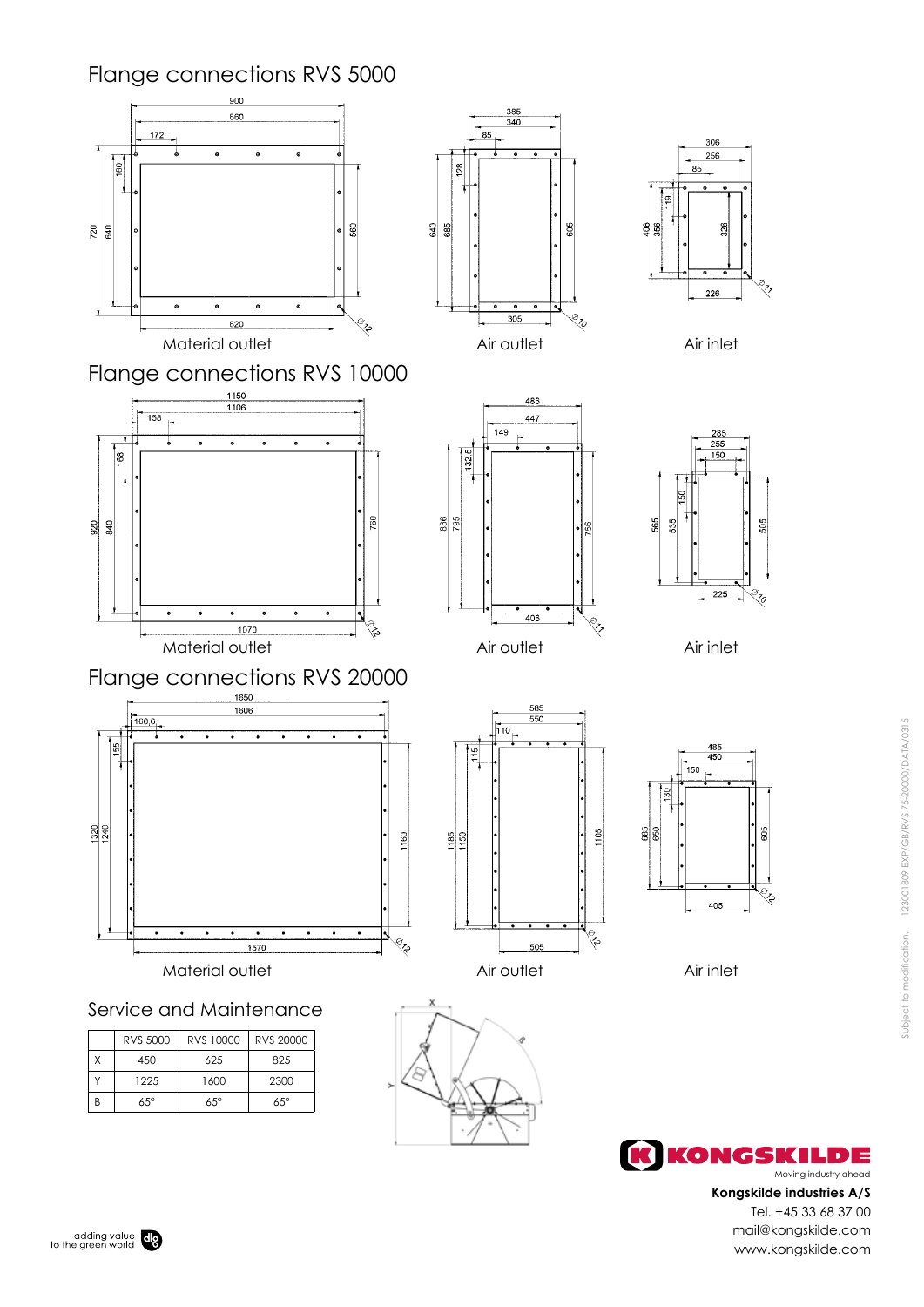## Flange connections RVS 5000

900
860
172
160
720
640
560
820
Ø12
Material outlet

385
340
85
128
640
685
605
305
Ø10
Air outlet

306
256
85
119
406
356
326
226
Ø11
Air inlet

## Flange connections RVS 10000

1150
1106
158
168
920
840
760
1070
Ø12
Material outlet

486
447
149
132,5
836
795
756
406
Ø11
Air outlet

285
255
150
150
565
535
505
225
Ø10
Air inlet

## Flange connections RVS 20000

1650
1606
160,6
155
1320
1240
1160
1570
Ø12
Material outlet

585
550
110
115
1185
1150
1105
505
Ø12
Air outlet

485
450
150
130
685
650
605
405
Ø12
Air inlet

## Service and Maintenance

| | RVS 5000 | RVS 10000 | RVS 20000 |
|---|---|---|---|
| X | 450 | 625 | 825 |
| Y | 1225 | 1600 | 2300 |
| B | 65° | 65° | 65° |

X
Y
B

**KONGSKILDE**
Moving industry ahead

**Kongskilde industries A/S**
Tel. +45 33 68 37 00
mail@kongskilde.com
www.kongskilde.com

adding value to the green world

Subject to modification. 123001809 EXP/GB/RVS 75-20000/DATA/0315